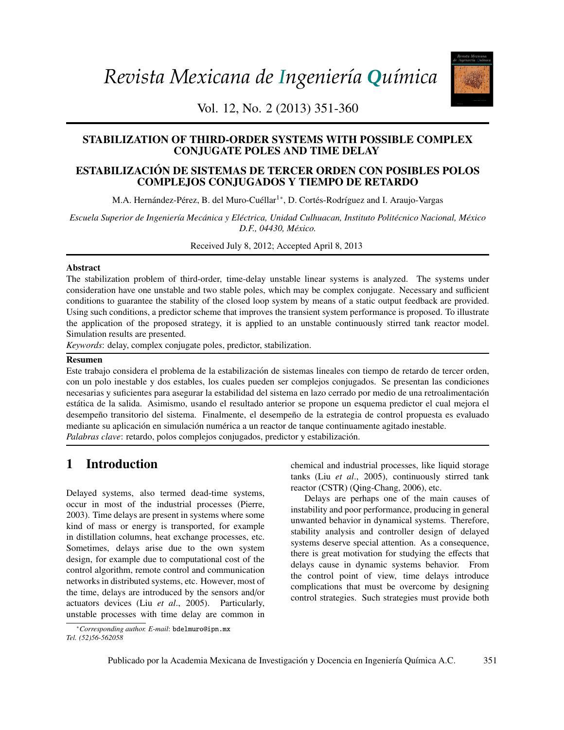# STABILIZATION OF THIRD-ORDER SYSTEMS WITH POSSIBLE COMPLEX CONJUGATE POLES AND TIME DELAY

# ESTABILIZACIÓN DE SISTEMAS DE TERCER ORDEN CON POSIBLES POLOS COMPLEJOS CONJUGADOS Y TIEMPO DE RETARDO

M.A. Hernández-Pérez, B. del Muro-Cuéllar[1]*, D. Cortés-Rodríguez and I. Araujo-Vargas

*Escuela Superior de Ingeniería Mecánica y Eléctrica, Unidad Culhuacan, Instituto Politécnico Nacional, México D.F., 04430, México.*

Received July 8, 2012; Accepted April 8, 2013

### Abstract

The stabilization problem of third-order, time-delay unstable linear systems is analyzed. The systems under consideration have one unstable and two stable poles, which may be complex conjugate. Necessary and sufficient conditions to guarantee the stability of the closed loop system by means of a static output feedback are provided. Using such conditions, a predictor scheme that improves the transient system performance is proposed. To illustrate the application of the proposed strategy, it is applied to an unstable continuously stirred tank reactor model. Simulation results are presented.

*Keywords*: delay, complex conjugate poles, predictor, stabilization.

### Resumen

Este trabajo considera el problema de la estabilización de sistemas lineales con tiempo de retardo de tercer orden, con un polo inestable y dos estables, los cuales pueden ser complejos conjugados. Se presentan las condiciones necesarias y suficientes para asegurar la estabilidad del sistema en lazo cerrado por medio de una retroalimentación estática de la salida. Asimismo, usando el resultado anterior se propone un esquema predictor el cual mejora el desempeño transitorio del sistema. Finalmente, el desempeño de la estrategia de control propuesta es evaluado mediante su aplicación en simulación numérica a un reactor de tanque continuamente agitado inestable.

*Palabras clave*: retardo, polos complejos conjugados, predictor y estabilización.

## 1 Introduction

Delayed systems, also termed dead-time systems, occur in most of the industrial processes (Pierre, 2003). Time delays are present in systems where some kind of mass or energy is transported, for example in distillation columns, heat exchange processes, etc. Sometimes, delays arise due to the own system design, for example due to computational cost of the control algorithm, remote control and communication networks in distributed systems, etc. However, most of the time, delays are introduced by the sensors and/or actuators devices (Liu *et al*., 2005). Particularly, unstable processes with time delay are common in chemical and industrial processes, like liquid storage tanks (Liu *et al*., 2005), continuously stirred tank reactor (CSTR) (Qing-Chang, 2006), etc.

Delays are perhaps one of the main causes of instability and poor performance, producing in general unwanted behavior in dynamical systems. Therefore, stability analysis and controller design of delayed systems deserve special attention. As a consequence, there is great motivation for studying the effects that delays cause in dynamic systems behavior. From the control point of view, time delays introduce complications that must be overcome by designing control strategies. Such strategies must provide both

*Corresponding author. E-mail: bdelmuro@ipn.mx
Tel. (52)56-562058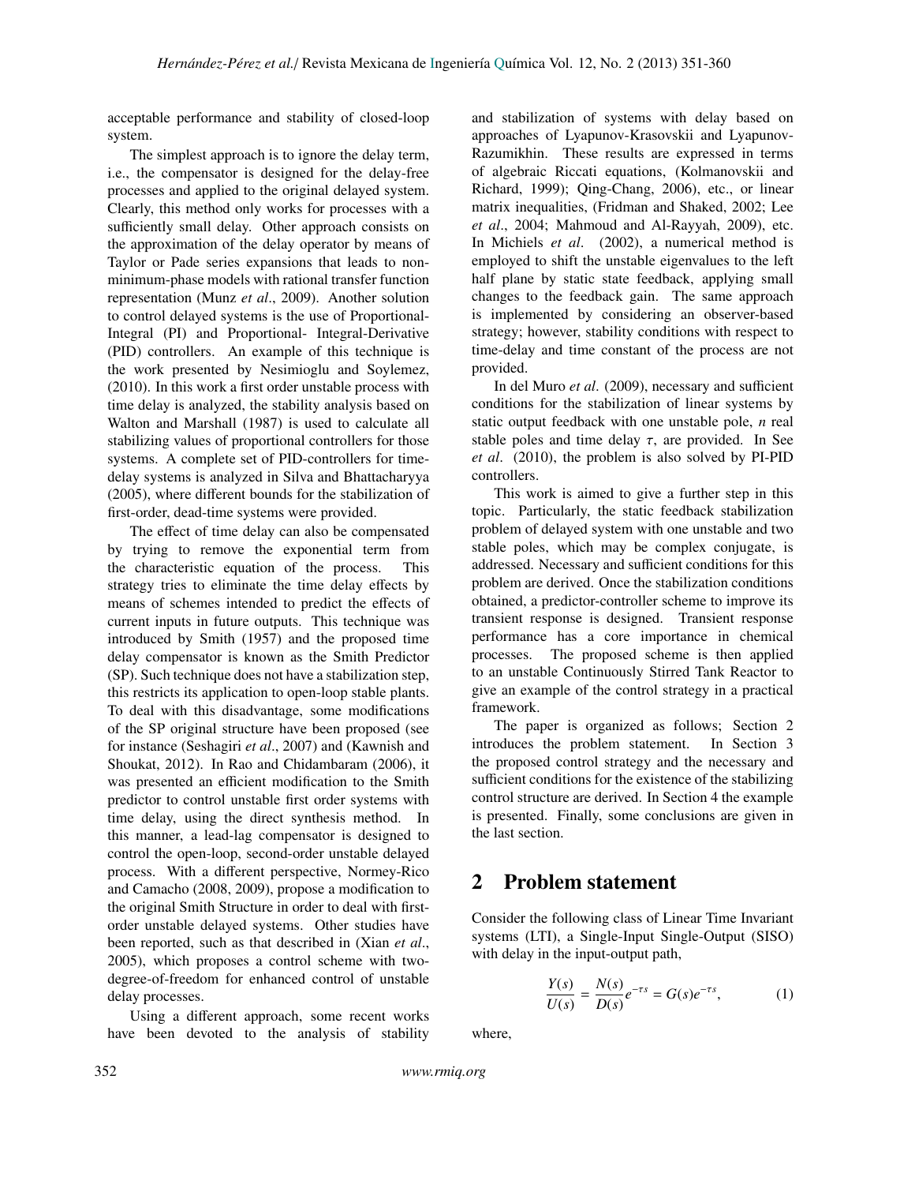acceptable performance and stability of closed-loop system.

The simplest approach is to ignore the delay term, i.e., the compensator is designed for the delay-free processes and applied to the original delayed system. Clearly, this method only works for processes with a sufficiently small delay. Other approach consists on the approximation of the delay operator by means of Taylor or Pade series expansions that leads to non-minimum-phase models with rational transfer function representation (Munz *et al*., 2009). Another solution to control delayed systems is the use of Proportional-Integral (PI) and Proportional- Integral-Derivative (PID) controllers. An example of this technique is the work presented by Nesimioglu and Soylemez, (2010). In this work a first order unstable process with time delay is analyzed, the stability analysis based on Walton and Marshall (1987) is used to calculate all stabilizing values of proportional controllers for those systems. A complete set of PID-controllers for time-delay systems is analyzed in Silva and Bhattacharyya (2005), where different bounds for the stabilization of first-order, dead-time systems were provided.

The effect of time delay can also be compensated by trying to remove the exponential term from the characteristic equation of the process. This strategy tries to eliminate the time delay effects by means of schemes intended to predict the effects of current inputs in future outputs. This technique was introduced by Smith (1957) and the proposed time delay compensator is known as the Smith Predictor (SP). Such technique does not have a stabilization step, this restricts its application to open-loop stable plants. To deal with this disadvantage, some modifications of the SP original structure have been proposed (see for instance (Seshagiri *et al*., 2007) and (Kawnish and Shoukat, 2012). In Rao and Chidambaram (2006), it was presented an efficient modification to the Smith predictor to control unstable first order systems with time delay, using the direct synthesis method. In this manner, a lead-lag compensator is designed to control the open-loop, second-order unstable delayed process. With a different perspective, Normey-Rico and Camacho (2008, 2009), propose a modification to the original Smith Structure in order to deal with first-order unstable delayed systems. Other studies have been reported, such as that described in (Xian *et al*., 2005), which proposes a control scheme with two-degree-of-freedom for enhanced control of unstable delay processes.

Using a different approach, some recent works have been devoted to the analysis of stability and stabilization of systems with delay based on approaches of Lyapunov-Krasovskii and Lyapunov-Razumikhin. These results are expressed in terms of algebraic Riccati equations, (Kolmanovskii and Richard, 1999); Qing-Chang, 2006), etc., or linear matrix inequalities, (Fridman and Shaked, 2002; Lee *et al*., 2004; Mahmoud and Al-Rayyah, 2009), etc. In Michiels *et al*. (2002), a numerical method is employed to shift the unstable eigenvalues to the left half plane by static state feedback, applying small changes to the feedback gain. The same approach is implemented by considering an observer-based strategy; however, stability conditions with respect to time-delay and time constant of the process are not provided.

In del Muro *et al*. (2009), necessary and sufficient conditions for the stabilization of linear systems by static output feedback with one unstable pole, $n$ real stable poles and time delay $\tau$, are provided. In See *et al*. (2010), the problem is also solved by PI-PID controllers.

This work is aimed to give a further step in this topic. Particularly, the static feedback stabilization problem of delayed system with one unstable and two stable poles, which may be complex conjugate, is addressed. Necessary and sufficient conditions for this problem are derived. Once the stabilization conditions obtained, a predictor-controller scheme to improve its transient response is designed. Transient response performance has a core importance in chemical processes. The proposed scheme is then applied to an unstable Continuously Stirred Tank Reactor to give an example of the control strategy in a practical framework.

The paper is organized as follows; Section 2 introduces the problem statement. In Section 3 the proposed control strategy and the necessary and sufficient conditions for the existence of the stabilizing control structure are derived. In Section 4 the example is presented. Finally, some conclusions are given in the last section.

# 2 Problem statement

Consider the following class of Linear Time Invariant systems (LTI), a Single-Input Single-Output (SISO) with delay in the input-output path,

$$\frac{Y(s)}{U(s)} = \frac{N(s)}{D(s)}e^{-\tau s} = G(s)e^{-\tau s}, \tag{1}$$

where,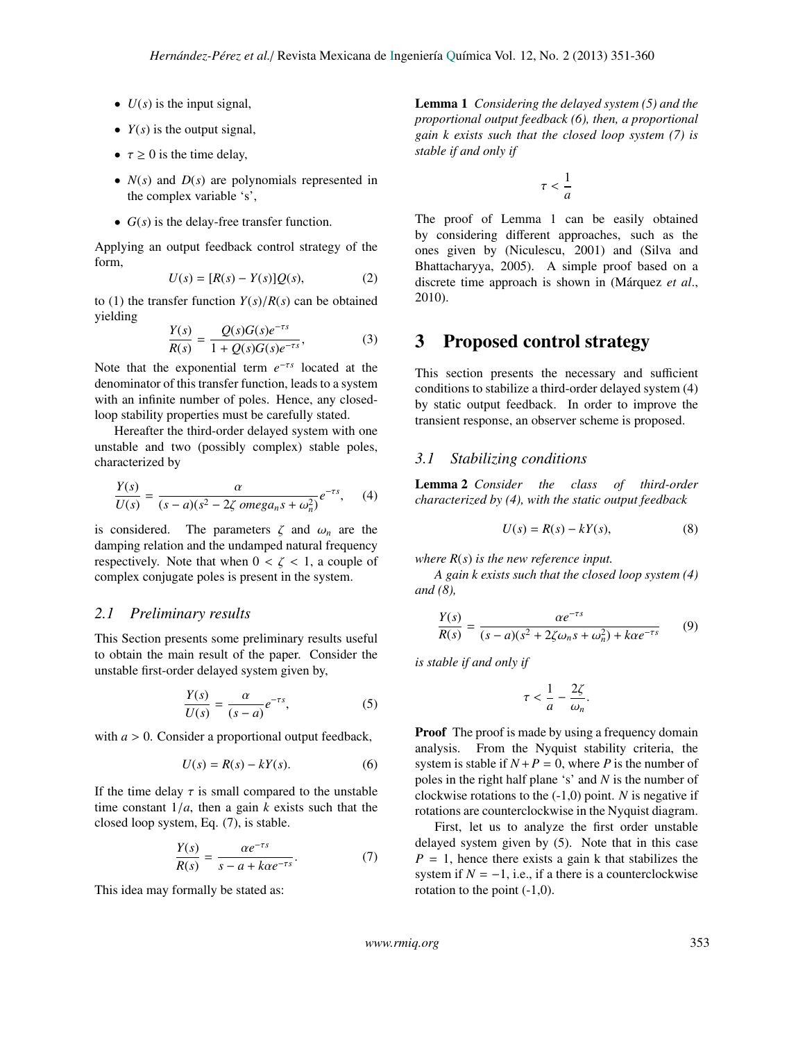- $U(s)$ is the input signal,
- $Y(s)$ is the output signal,
- $\tau \geq 0$ is the time delay,
- $N(s)$ and $D(s)$ are polynomials represented in the complex variable 's',
- $G(s)$ is the delay-free transfer function.

Applying an output feedback control strategy of the form,

$$U(s) = [R(s) - Y(s)]Q(s), \tag{2}$$

to (1) the transfer function $Y(s)/R(s)$ can be obtained yielding

$$\frac{Y(s)}{R(s)} = \frac{Q(s)G(s)e^{-\tau s}}{1 + Q(s)G(s)e^{-\tau s}}, \tag{3}$$

Note that the exponential term $e^{-\tau s}$ located at the denominator of this transfer function, leads to a system with an infinite number of poles. Hence, any closed-loop stability properties must be carefully stated.

Hereafter the third-order delayed system with one unstable and two (possibly complex) stable poles, characterized by

$$\frac{Y(s)}{U(s)} = \frac{\alpha}{(s-a)(s^2 - 2\zeta\ omega_n s + \omega_n^2)}e^{-\tau s}, \tag{4}$$

is considered. The parameters $\zeta$ and $\omega_n$ are the damping relation and the undamped natural frequency respectively. Note that when $0 < \zeta < 1$, a couple of complex conjugate poles is present in the system.

### 2.1 Preliminary results

This Section presents some preliminary results useful to obtain the main result of the paper. Consider the unstable first-order delayed system given by,

$$\frac{Y(s)}{U(s)} = \frac{\alpha}{(s-a)}e^{-\tau s}, \tag{5}$$

with $a > 0$. Consider a proportional output feedback,

$$U(s) = R(s) - kY(s). \tag{6}$$

If the time delay $\tau$ is small compared to the unstable time constant $1/a$, then a gain $k$ exists such that the closed loop system, Eq. (7), is stable.

$$\frac{Y(s)}{R(s)} = \frac{\alpha e^{-\tau s}}{s - a + k\alpha e^{-\tau s}}. \tag{7}$$

This idea may formally be stated as:

**Lemma 1** *Considering the delayed system (5) and the proportional output feedback (6), then, a proportional gain k exists such that the closed loop system (7) is stable if and only if*

$$\tau < \frac{1}{a}$$

The proof of Lemma 1 can be easily obtained by considering different approaches, such as the ones given by (Niculescu, 2001) and (Silva and Bhattacharyya, 2005). A simple proof based on a discrete time approach is shown in (Márquez *et al.*, 2010).

## 3 Proposed control strategy

This section presents the necessary and sufficient conditions to stabilize a third-order delayed system (4) by static output feedback. In order to improve the transient response, an observer scheme is proposed.

### 3.1 Stabilizing conditions

**Lemma 2** *Consider the class of third-order characterized by (4), with the static output feedback*

$$U(s) = R(s) - kY(s), \tag{8}$$

*where R(s) is the new reference input.*

*A gain k exists such that the closed loop system (4) and (8),*

$$\frac{Y(s)}{R(s)} = \frac{\alpha e^{-\tau s}}{(s-a)(s^2 + 2\zeta\omega_n s + \omega_n^2) + k\alpha e^{-\tau s}} \tag{9}$$

*is stable if and only if*

$$\tau < \frac{1}{a} - \frac{2\zeta}{\omega_n}.$$

**Proof** The proof is made by using a frequency domain analysis. From the Nyquist stability criteria, the system is stable if $N + P = 0$, where $P$ is the number of poles in the right half plane 's' and $N$ is the number of clockwise rotations to the (-1,0) point. $N$ is negative if rotations are counterclockwise in the Nyquist diagram.

First, let us to analyze the first order unstable delayed system given by (5). Note that in this case $P = 1$, hence there exists a gain k that stabilizes the system if $N = -1$, i.e., if a there is a counterclockwise rotation to the point (-1,0).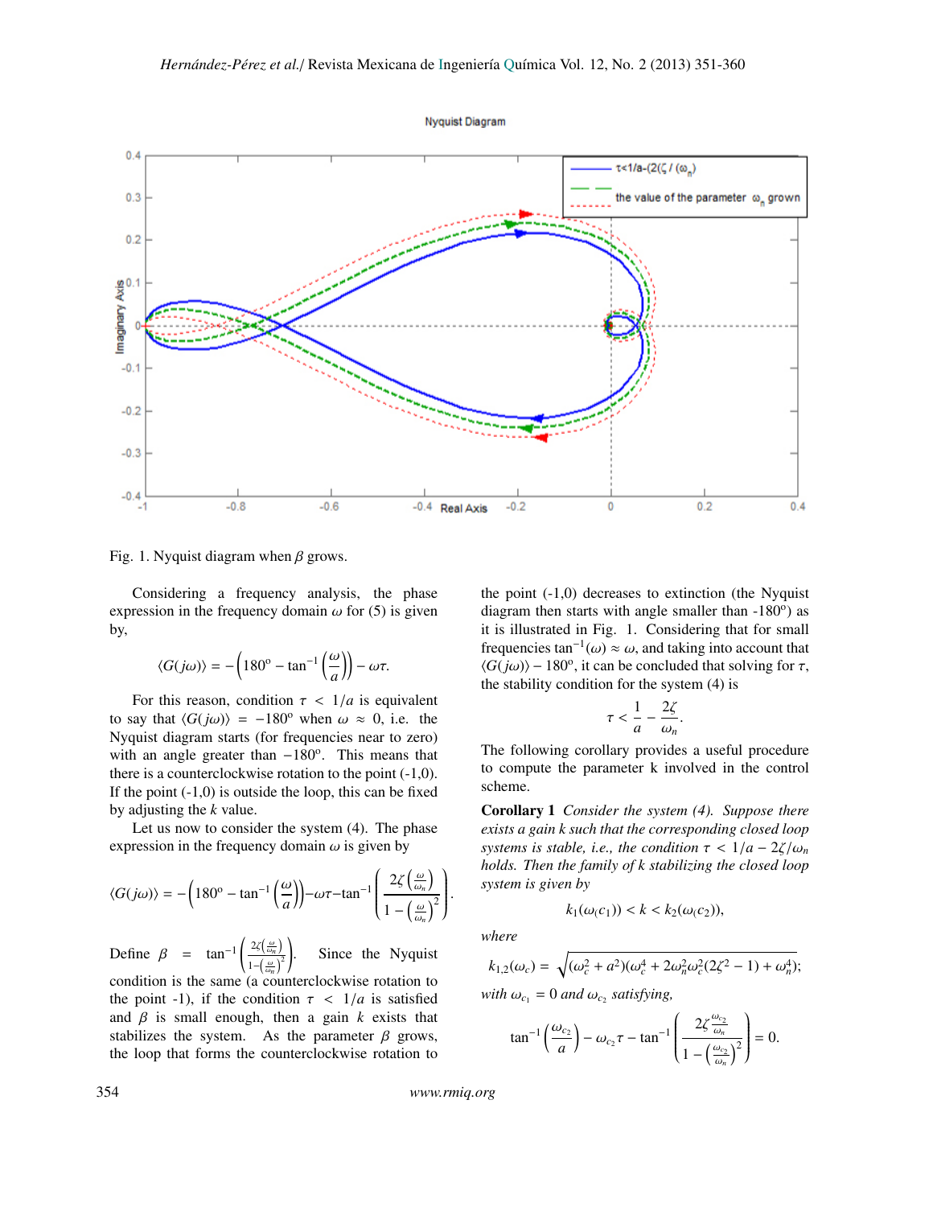Fig. 1. Nyquist diagram when $\beta$ grows.

Considering a frequency analysis, the phase expression in the frequency domain $\omega$ for (5) is given by,

$$\langle G(j\omega)\rangle = -\left(180^{\circ} - \tan^{-1}\left(\frac{\omega}{a}\right)\right) - \omega\tau.$$

For this reason, condition $\tau < 1/a$ is equivalent to say that $\langle G(j\omega)\rangle = -180^{\circ}$ when $\omega \approx 0$, i.e. the Nyquist diagram starts (for frequencies near to zero) with an angle greater than $-180^{\circ}$. This means that there is a counterclockwise rotation to the point (-1,0). If the point (-1,0) is outside the loop, this can be fixed by adjusting the $k$ value.

Let us now to consider the system (4). The phase expression in the frequency domain $\omega$ is given by

$$\langle G(j\omega)\rangle = -\left(180^{\circ} - \tan^{-1}\left(\frac{\omega}{a}\right)\right) - \omega\tau - \tan^{-1}\left(\frac{2\zeta\left(\frac{\omega}{\omega_n}\right)}{1-\left(\frac{\omega}{\omega_n}\right)^2}\right).$$

Define $\beta = \tan^{-1}\left(\frac{2\zeta\left(\frac{\omega}{\omega_n}\right)}{1-\left(\frac{\omega}{\omega_n}\right)^2}\right)$. Since the Nyquist condition is the same (a counterclockwise rotation to the point -1), if the condition $\tau < 1/a$ is satisfied and $\beta$ is small enough, then a gain $k$ exists that stabilizes the system. As the parameter $\beta$ grows, the loop that forms the counterclockwise rotation to the point (-1,0) decreases to extinction (the Nyquist diagram then starts with angle smaller than -180°) as it is illustrated in Fig. 1. Considering that for small frequencies $\tan^{-1}(\omega) \approx \omega$, and taking into account that $\langle G(j\omega)\rangle - 180^{\circ}$, it can be concluded that solving for $\tau$, the stability condition for the system (4) is

$$\tau < \frac{1}{a} - \frac{2\zeta}{\omega_n}.$$

The following corollary provides a useful procedure to compute the parameter k involved in the control scheme.

**Corollary 1** *Consider the system (4). Suppose there exists a gain k such that the corresponding closed loop systems is stable, i.e., the condition $\tau < 1/a - 2\zeta/\omega_n$ holds. Then the family of k stabilizing the closed loop system is given by*

$$k_1(\omega_(c_1)) < k < k_2(\omega_(c_2)),$$

*where*

$$k_{1,2}(\omega_c) = \sqrt{(\omega_c^2 + a^2)(\omega_c^4 + 2\omega_n^2\omega_c^2(2\zeta^2 - 1) + \omega_n^4)};$$

*with $\omega_{c_1} = 0$ and $\omega_{c_2}$ satisfying,*

$$\tan^{-1}\left(\frac{\omega_{c_2}}{a}\right) - \omega_{c_2}\tau - \tan^{-1}\left(\frac{2\zeta\frac{\omega_{c_2}}{\omega_n}}{1-\left(\frac{\omega_{c_2}}{\omega_n}\right)^2}\right) = 0.$$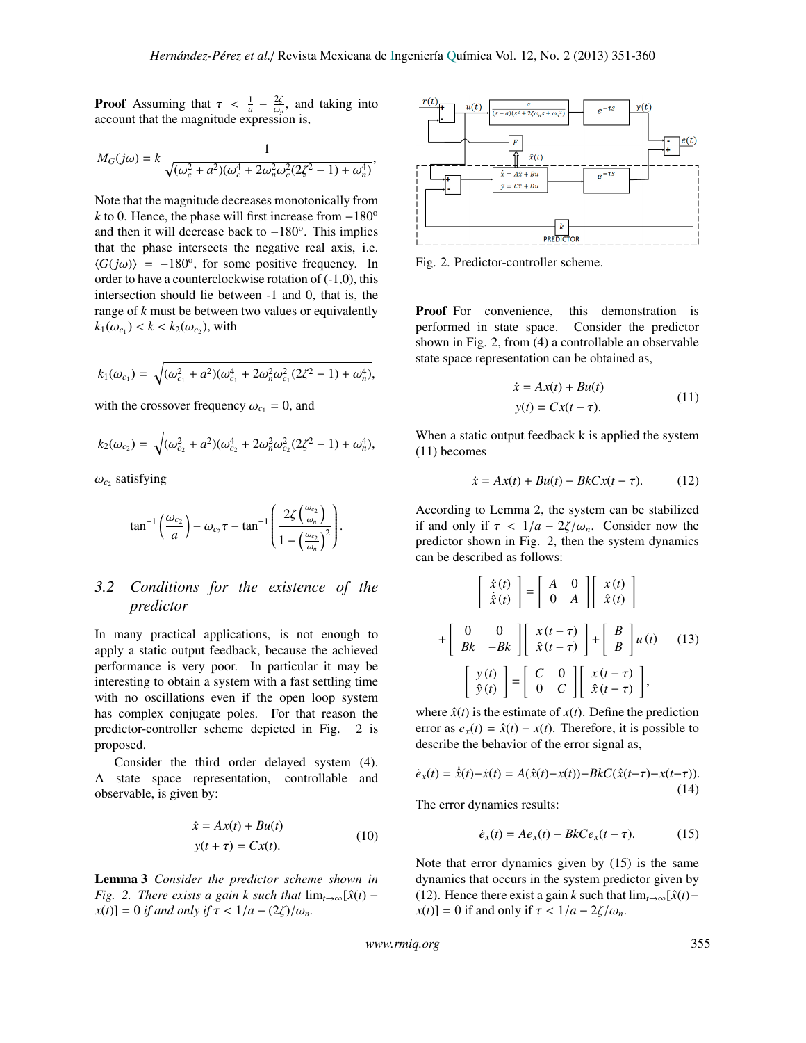**Proof** Assuming that $\tau < \frac{1}{a} - \frac{2\zeta}{\omega_n}$, and taking into account that the magnitude expression is,

$$M_G(j\omega) = k\frac{1}{\sqrt{(\omega_c^2 + a^2)(\omega_c^4 + 2\omega_n^2\omega_c^2(2\zeta^2 - 1) + \omega_n^4)}},$$

Note that the magnitude decreases monotonically from $k$ to 0. Hence, the phase will first increase from $-180^o$ and then it will decrease back to $-180^o$. This implies that the phase intersects the negative real axis, i.e. $\langle G(j\omega)\rangle = -180^o$, for some positive frequency. In order to have a counterclockwise rotation of (-1,0), this intersection should lie between -1 and 0, that is, the range of $k$ must be between two values or equivalently $k_1(\omega_{c_1}) < k < k_2(\omega_{c_2})$, with

$$k_1(\omega_{c_1}) = \sqrt{(\omega_{c_1}^2 + a^2)(\omega_{c_1}^4 + 2\omega_n^2\omega_{c_1}^2(2\zeta^2 - 1) + \omega_n^4)},$$

with the crossover frequency $\omega_{c_1} = 0$, and

$$k_2(\omega_{c_2}) = \sqrt{(\omega_{c_2}^2 + a^2)(\omega_{c_2}^4 + 2\omega_n^2\omega_{c_2}^2(2\zeta^2 - 1) + \omega_n^4)},$$

$\omega_{c_2}$ satisfying

$$\tan^{-1}\left(\frac{\omega_{c_2}}{a}\right) - \omega_{c_2}\tau - \tan^{-1}\left(\frac{2\zeta\left(\frac{\omega_{c_2}}{\omega_n}\right)}{1-\left(\frac{\omega_{c_2}}{\omega_n}\right)^2}\right).$$

### 3.2 Conditions for the existence of the predictor

In many practical applications, is not enough to apply a static output feedback, because the achieved performance is very poor. In particular it may be interesting to obtain a system with a fast settling time with no oscillations even if the open loop system has complex conjugate poles. For that reason the predictor-controller scheme depicted in Fig. 2 is proposed.

Consider the third order delayed system (4). A state space representation, controllable and observable, is given by:

$$\begin{aligned} \dot{x} &= Ax(t) + Bu(t) \\ y(t+\tau) &= Cx(t). \end{aligned} \tag{10}$$

**Lemma 3** *Consider the predictor scheme shown in Fig. 2. There exists a gain k such that* $\lim_{t\to\infty}[\hat{x}(t) - x(t)] = 0$ *if and only if* $\tau < 1/a - (2\zeta)/\omega_n$.

Fig. 2. Predictor-controller scheme.

**Proof** For convenience, this demonstration is performed in state space. Consider the predictor shown in Fig. 2, from (4) a controllable an observable state space representation can be obtained as,

$$\begin{aligned} \dot{x} &= Ax(t) + Bu(t) \\ y(t) &= Cx(t-\tau). \end{aligned} \tag{11}$$

When a static output feedback k is applied the system (11) becomes

$$\dot{x} = Ax(t) + Bu(t) - BkCx(t-\tau). \tag{12}$$

According to Lemma 2, the system can be stabilized if and only if $\tau < 1/a - 2\zeta/\omega_n$. Consider now the predictor shown in Fig. 2, then the system dynamics can be described as follows:

$$\begin{aligned} \begin{bmatrix} \dot{x}(t) \\ \dot{\hat{x}}(t) \end{bmatrix} &= \begin{bmatrix} A & 0 \\ 0 & A \end{bmatrix} \begin{bmatrix} x(t) \\ \hat{x}(t) \end{bmatrix} \\ &+ \begin{bmatrix} 0 & 0 \\ Bk & -Bk \end{bmatrix} \begin{bmatrix} x(t-\tau) \\ \hat{x}(t-\tau) \end{bmatrix} + \begin{bmatrix} B \\ B \end{bmatrix} u(t) \\ \begin{bmatrix} y(t) \\ \hat{y}(t) \end{bmatrix} &= \begin{bmatrix} C & 0 \\ 0 & C \end{bmatrix} \begin{bmatrix} x(t-\tau) \\ \hat{x}(t-\tau) \end{bmatrix}, \end{aligned} \tag{13}$$

where $\hat{x}(t)$ is the estimate of $x(t)$. Define the prediction error as $e_x(t) = \hat{x}(t) - x(t)$. Therefore, it is possible to describe the behavior of the error signal as,

$$\dot{e}_x(t) = \dot{\hat{x}}(t) - \dot{x}(t) = A(\hat{x}(t) - x(t)) - BkC(\hat{x}(t-\tau) - x(t-\tau)). \tag{14}$$

The error dynamics results:

$$\dot{e}_x(t) = Ae_x(t) - BkCe_x(t-\tau). \tag{15}$$

Note that error dynamics given by (15) is the same dynamics that occurs in the system predictor given by (12). Hence there exist a gain $k$ such that $\lim_{t\to\infty}[\hat{x}(t) - x(t)] = 0$ if and only if $\tau < 1/a - 2\zeta/\omega_n$.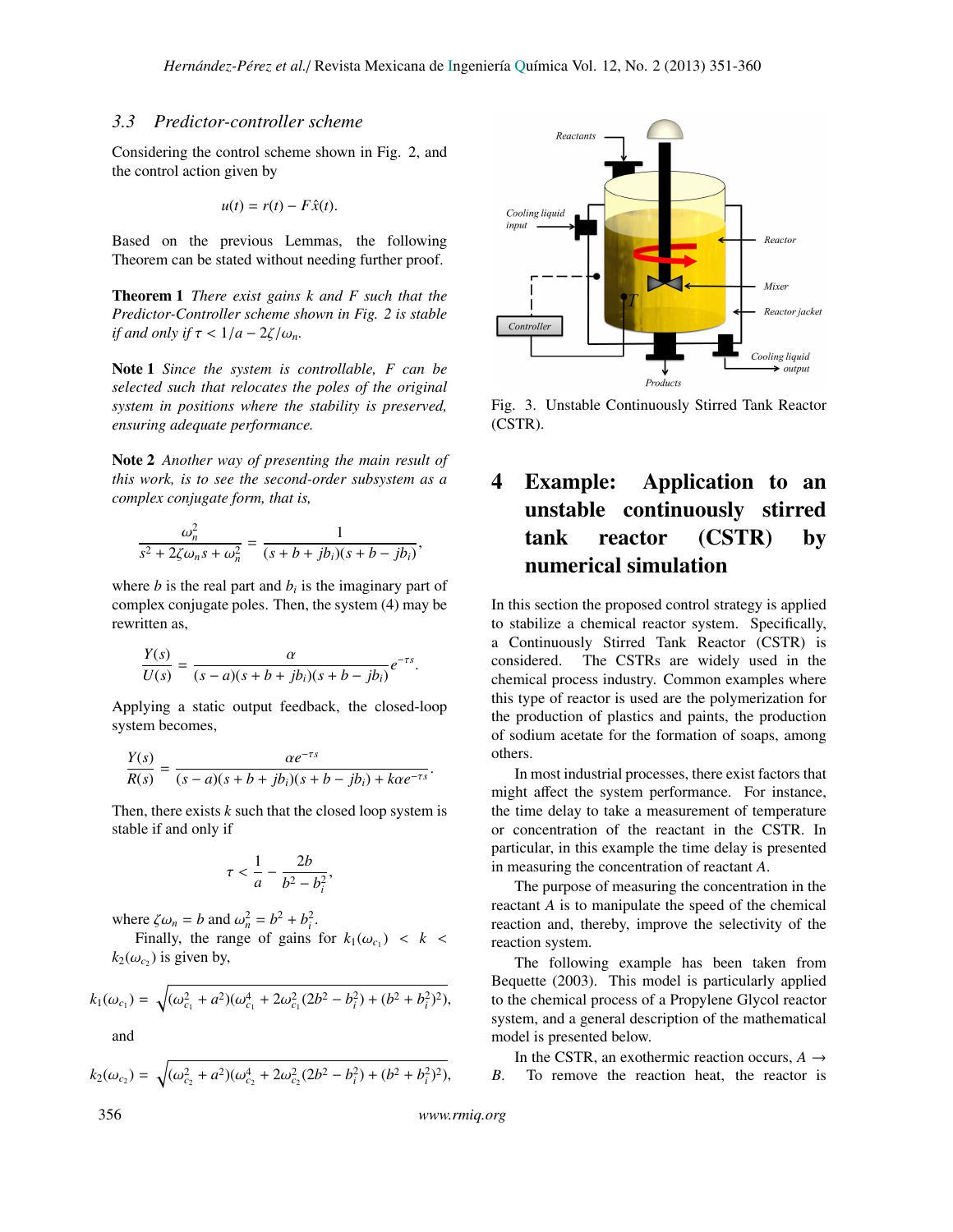### 3.3 Predictor-controller scheme

Considering the control scheme shown in Fig. 2, and the control action given by

$$u(t) = r(t) - F\hat{x}(t).$$

Based on the previous Lemmas, the following Theorem can be stated without needing further proof.

**Theorem 1** *There exist gains $k$ and $F$ such that the Predictor-Controller scheme shown in Fig. 2 is stable if and only if $\tau < 1/a - 2\zeta/\omega_n$.*

**Note 1** *Since the system is controllable, $F$ can be selected such that relocates the poles of the original system in positions where the stability is preserved, ensuring adequate performance.*

**Note 2** *Another way of presenting the main result of this work, is to see the second-order subsystem as a complex conjugate form, that is,*

$$\frac{\omega_n^2}{s^2 + 2\zeta\omega_n s + \omega_n^2} = \frac{1}{(s + b + jb_i)(s + b - jb_i)},$$

where $b$ is the real part and $b_i$ is the imaginary part of complex conjugate poles. Then, the system (4) may be rewritten as,

$$\frac{Y(s)}{U(s)} = \frac{\alpha}{(s - a)(s + b + jb_i)(s + b - jb_i)} e^{-\tau s}.$$

Applying a static output feedback, the closed-loop system becomes,

$$\frac{Y(s)}{R(s)} = \frac{\alpha e^{-\tau s}}{(s - a)(s + b + jb_i)(s + b - jb_i) + k\alpha e^{-\tau s}}.$$

Then, there exists $k$ such that the closed loop system is stable if and only if

$$\tau < \frac{1}{a} - \frac{2b}{b^2 - b_i^2},$$

where $\zeta\omega_n = b$ and $\omega_n^2 = b^2 + b_i^2$.

Finally, the range of gains for $k_1(\omega_{c_1}) < k < k_2(\omega_{c_2})$ is given by,

$$k_1(\omega_{c_1}) = \sqrt{(\omega_{c_1}^2 + a^2)(\omega_{c_1}^4 + 2\omega_{c_1}^2(2b^2 - b_i^2) + (b^2 + b_i^2)^2)},$$

and

$$k_2(\omega_{c_2}) = \sqrt{(\omega_{c_2}^2 + a^2)(\omega_{c_2}^4 + 2\omega_{c_2}^2(2b^2 - b_i^2) + (b^2 + b_i^2)^2)},$$

Fig. 3. Unstable Continuously Stirred Tank Reactor (CSTR).

# 4 Example: Application to an unstable continuously stirred tank reactor (CSTR) by numerical simulation

In this section the proposed control strategy is applied to stabilize a chemical reactor system. Specifically, a Continuously Stirred Tank Reactor (CSTR) is considered. The CSTRs are widely used in the chemical process industry. Common examples where this type of reactor is used are the polymerization for the production of plastics and paints, the production of sodium acetate for the formation of soaps, among others.

In most industrial processes, there exist factors that might affect the system performance. For instance, the time delay to take a measurement of temperature or concentration of the reactant in the CSTR. In particular, in this example the time delay is presented in measuring the concentration of reactant $A$.

The purpose of measuring the concentration in the reactant $A$ is to manipulate the speed of the chemical reaction and, thereby, improve the selectivity of the reaction system.

The following example has been taken from Bequette (2003). This model is particularly applied to the chemical process of a Propylene Glycol reactor system, and a general description of the mathematical model is presented below.

In the CSTR, an exothermic reaction occurs, $A \rightarrow B$. To remove the reaction heat, the reactor is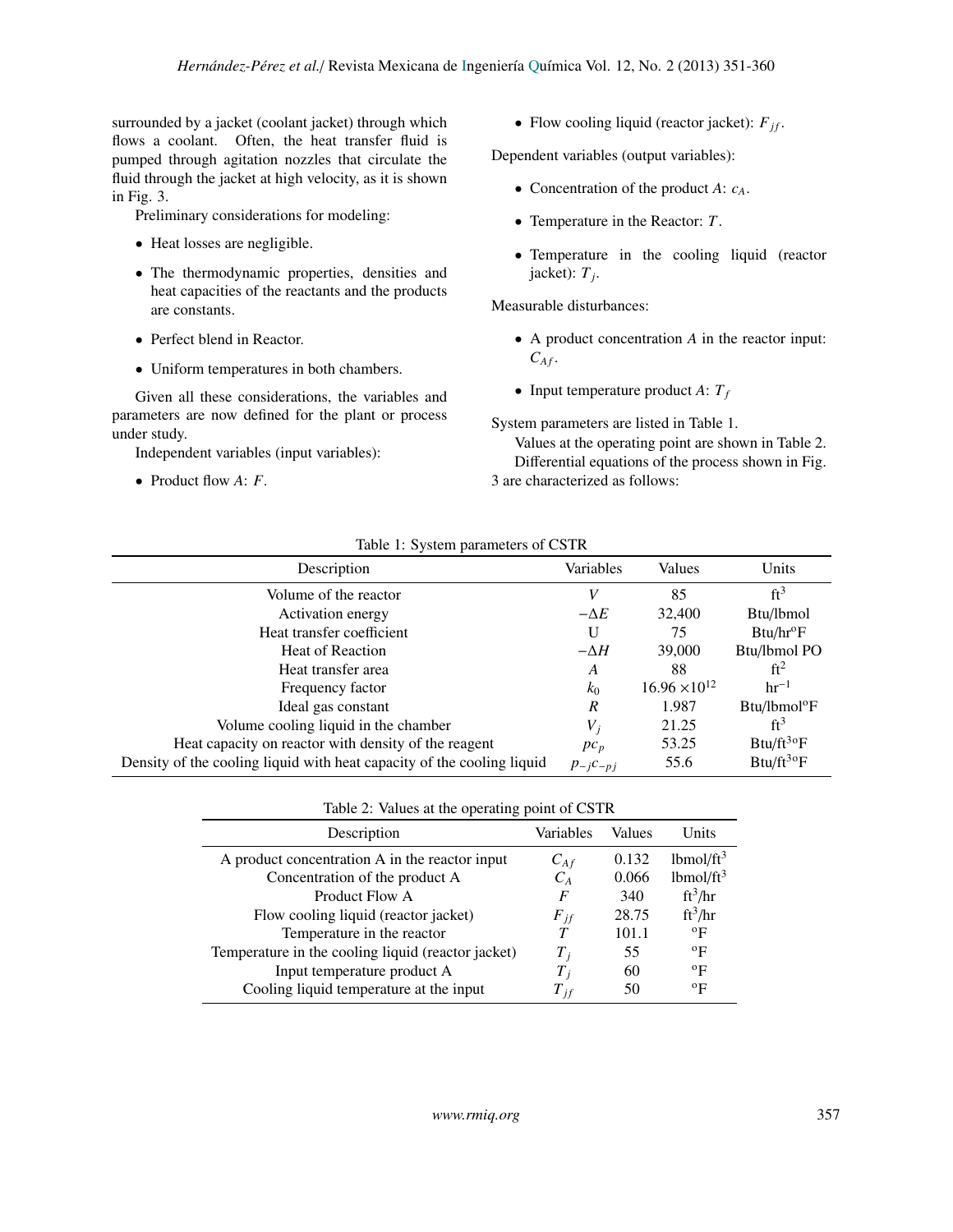surrounded by a jacket (coolant jacket) through which flows a coolant. Often, the heat transfer fluid is pumped through agitation nozzles that circulate the fluid through the jacket at high velocity, as it is shown in Fig. 3.

Preliminary considerations for modeling:

- Heat losses are negligible.
- The thermodynamic properties, densities and heat capacities of the reactants and the products are constants.
- Perfect blend in Reactor.
- Uniform temperatures in both chambers.

Given all these considerations, the variables and parameters are now defined for the plant or process under study.

Independent variables (input variables):

- Product flow $A$: $F$.
- Flow cooling liquid (reactor jacket): $F_{jf}$.

Dependent variables (output variables):

- Concentration of the product $A$: $c_A$.
- Temperature in the Reactor: $T$.
- Temperature in the cooling liquid (reactor jacket): $T_j$.

Measurable disturbances:

- A product concentration $A$ in the reactor input: $C_{Af}$.
- Input temperature product $A$: $T_f$

System parameters are listed in Table 1.

Values at the operating point are shown in Table 2.

Differential equations of the process shown in Fig. 3 are characterized as follows:

Table 1: System parameters of CSTR

| Description | Variables | Values | Units |
|---|---|---|---|
| Volume of the reactor | $V$ | 85 | ft$^3$ |
| Activation energy | $-\Delta E$ | 32,400 | Btu/lbmol |
| Heat transfer coefficient | U | 75 | Btu/hr$^o$F |
| Heat of Reaction | $-\Delta H$ | 39,000 | Btu/lbmol PO |
| Heat transfer area | $A$ | 88 | ft$^2$ |
| Frequency factor | $k_0$ | $16.96 \times 10^{12}$ | hr$^{-1}$ |
| Ideal gas constant | $R$ | 1.987 | Btu/lbmol$^o$F |
| Volume cooling liquid in the chamber | $V_j$ | 21.25 | ft$^3$ |
| Heat capacity on reactor with density of the reagent | $pc_p$ | 53.25 | Btu/ft$^{3o}$F |
| Density of the cooling liquid with heat capacity of the cooling liquid | $p_{-j}c_{-pj}$ | 55.6 | Btu/ft$^{3o}$F |

Table 2: Values at the operating point of CSTR

| Description | Variables | Values | Units |
|---|---|---|---|
| A product concentration A in the reactor input | $C_{Af}$ | 0.132 | lbmol/ft$^3$ |
| Concentration of the product A | $C_A$ | 0.066 | lbmol/ft$^3$ |
| Product Flow A | $F$ | 340 | ft$^3$/hr |
| Flow cooling liquid (reactor jacket) | $F_{jf}$ | 28.75 | ft$^3$/hr |
| Temperature in the reactor | $T$ | 101.1 | $^o$F |
| Temperature in the cooling liquid (reactor jacket) | $T_j$ | 55 | $^o$F |
| Input temperature product A | $T_j$ | 60 | $^o$F |
| Cooling liquid temperature at the input | $T_{jf}$ | 50 | $^o$F |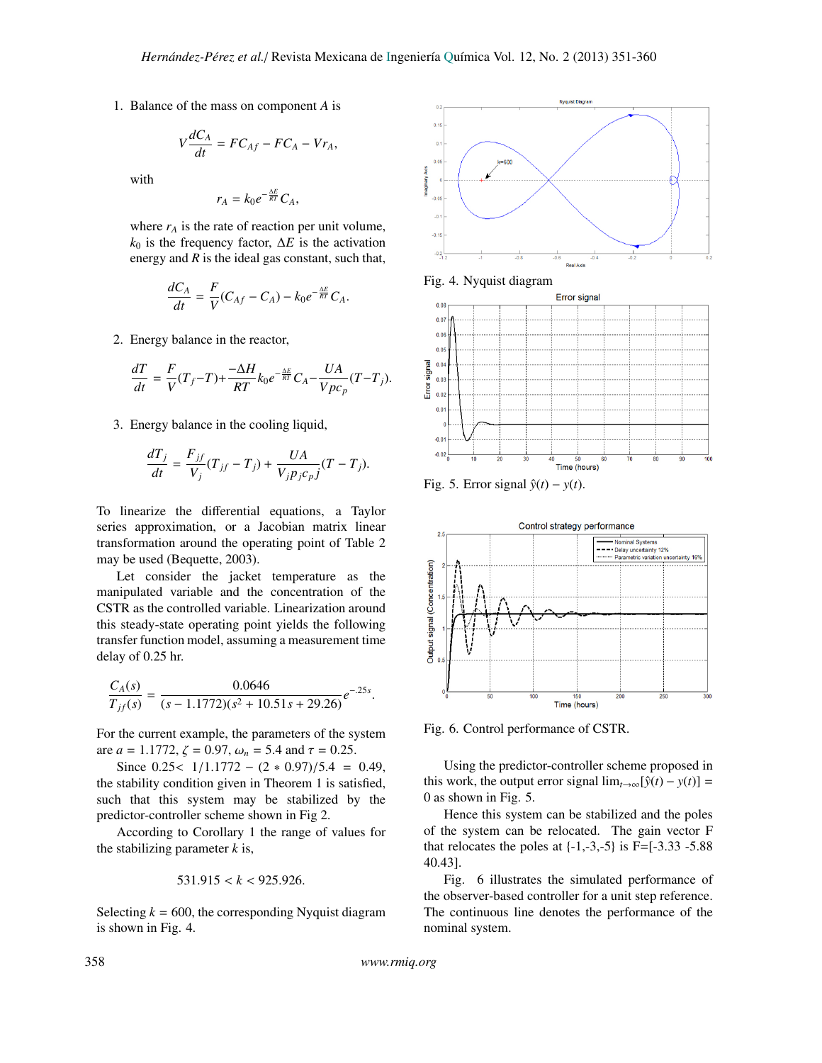1. Balance of the mass on component $A$ is

$$V\frac{dC_A}{dt} = FC_{Af} - FC_A - Vr_A,$$

with

$$r_A = k_0 e^{-\frac{\Delta E}{RT}} C_A,$$

where $r_A$ is the rate of reaction per unit volume, $k_0$ is the frequency factor, $\Delta E$ is the activation energy and $R$ is the ideal gas constant, such that,

$$\frac{dC_A}{dt} = \frac{F}{V}(C_{Af} - C_A) - k_0 e^{-\frac{\Delta E}{RT}} C_A.$$

2. Energy balance in the reactor,

$$\frac{dT}{dt} = \frac{F}{V}(T_f - T) + \frac{-\Delta H}{RT} k_0 e^{-\frac{\Delta E}{RT}} C_A - \frac{UA}{Vpc_p}(T - T_j).$$

3. Energy balance in the cooling liquid,

$$\frac{dT_j}{dt} = \frac{F_{jf}}{V_j}(T_{jf} - T_j) + \frac{UA}{V_j p_j c_{pj}}(T - T_j).$$

To linearize the differential equations, a Taylor series approximation, or a Jacobian matrix linear transformation around the operating point of Table 2 may be used (Bequette, 2003).

Let consider the jacket temperature as the manipulated variable and the concentration of the CSTR as the controlled variable. Linearization around this steady-state operating point yields the following transfer function model, assuming a measurement time delay of 0.25 hr.

$$\frac{C_A(s)}{T_{jf}(s)} = \frac{0.0646}{(s - 1.1772)(s^2 + 10.51s + 29.26)} e^{-.25s}.$$

For the current example, the parameters of the system are $a = 1.1772$, $\zeta = 0.97$, $\omega_n = 5.4$ and $\tau = 0.25$.

Since $0.25 < 1/1.1772 - (2 * 0.97)/5.4 = 0.49$, the stability condition given in Theorem 1 is satisfied, such that this system may be stabilized by the predictor-controller scheme shown in Fig 2.

According to Corollary 1 the range of values for the stabilizing parameter $k$ is,

$$531.915 < k < 925.926.$$

Selecting $k = 600$, the corresponding Nyquist diagram is shown in Fig. 4.

Fig. 4. Nyquist diagram

Fig. 5. Error signal $\hat{y}(t) - y(t)$.

Fig. 6. Control performance of CSTR.

Using the predictor-controller scheme proposed in this work, the output error signal $\lim_{t\to\infty}[\hat{y}(t) - y(t)] = 0$ as shown in Fig. 5.

Hence this system can be stabilized and the poles of the system can be relocated. The gain vector F that relocates the poles at {-1,-3,-5} is F=[-3.33 -5.88 40.43].

Fig. 6 illustrates the simulated performance of the observer-based controller for a unit step reference. The continuous line denotes the performance of the nominal system.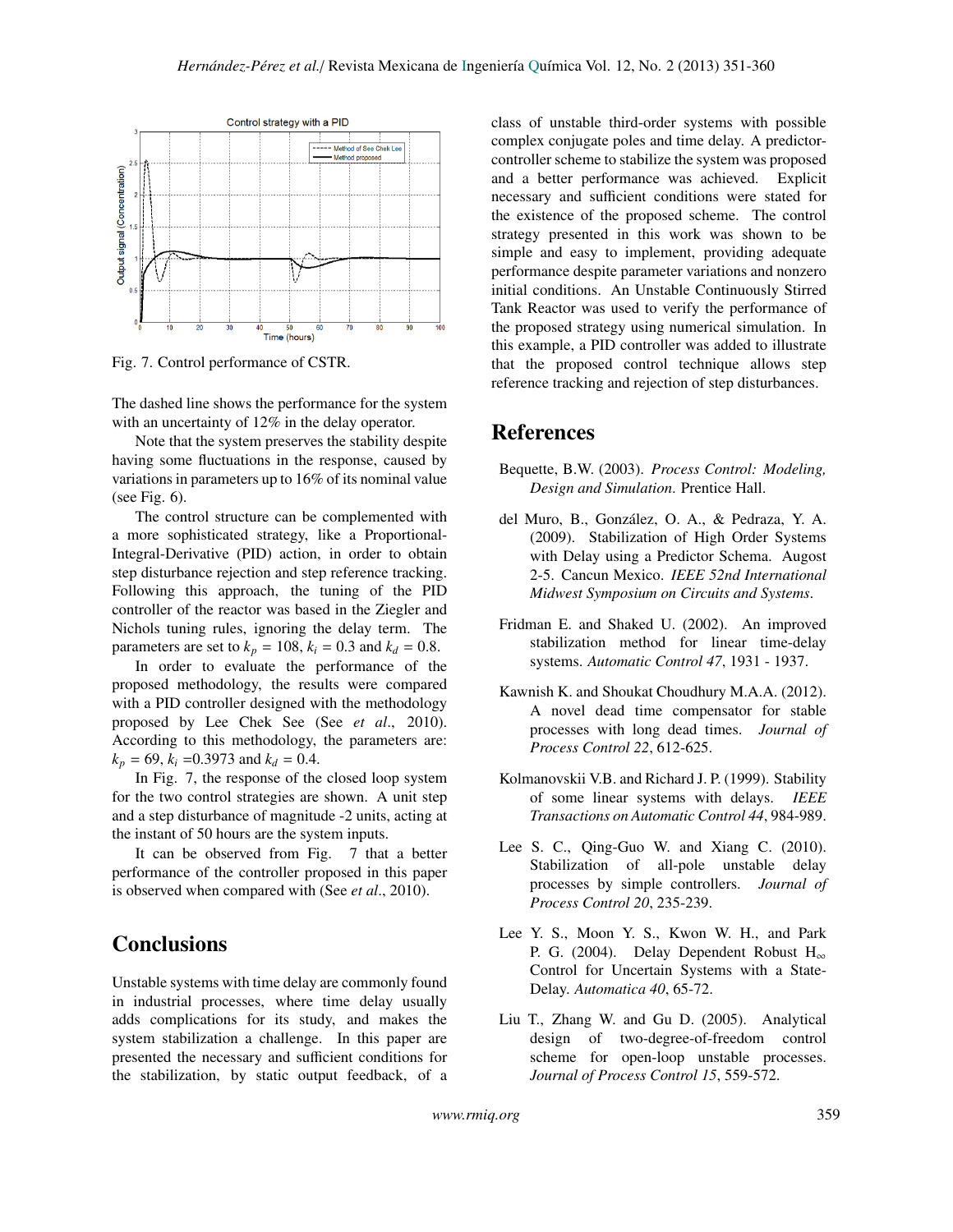Fig. 7. Control performance of CSTR.

The dashed line shows the performance for the system with an uncertainty of 12% in the delay operator.

Note that the system preserves the stability despite having some fluctuations in the response, caused by variations in parameters up to 16% of its nominal value (see Fig. 6).

The control structure can be complemented with a more sophisticated strategy, like a Proportional-Integral-Derivative (PID) action, in order to obtain step disturbance rejection and step reference tracking. Following this approach, the tuning of the PID controller of the reactor was based in the Ziegler and Nichols tuning rules, ignoring the delay term. The parameters are set to $k_p = 108$, $k_i = 0.3$ and $k_d = 0.8$.

In order to evaluate the performance of the proposed methodology, the results were compared with a PID controller designed with the methodology proposed by Lee Chek See (See *et al*., 2010). According to this methodology, the parameters are: $k_p = 69$, $k_i = 0.3973$ and $k_d = 0.4$.

In Fig. 7, the response of the closed loop system for the two control strategies are shown. A unit step and a step disturbance of magnitude -2 units, acting at the instant of 50 hours are the system inputs.

It can be observed from Fig. 7 that a better performance of the controller proposed in this paper is observed when compared with (See *et al*., 2010).

## Conclusions

Unstable systems with time delay are commonly found in industrial processes, where time delay usually adds complications for its study, and makes the system stabilization a challenge. In this paper are presented the necessary and sufficient conditions for the stabilization, by static output feedback, of a class of unstable third-order systems with possible complex conjugate poles and time delay. A predictor-controller scheme to stabilize the system was proposed and a better performance was achieved. Explicit necessary and sufficient conditions were stated for the existence of the proposed scheme. The control strategy presented in this work was shown to be simple and easy to implement, providing adequate performance despite parameter variations and nonzero initial conditions. An Unstable Continuously Stirred Tank Reactor was used to verify the performance of the proposed strategy using numerical simulation. In this example, a PID controller was added to illustrate that the proposed control technique allows step reference tracking and rejection of step disturbances.

## References

Bequette, B.W. (2003). *Process Control: Modeling, Design and Simulation*. Prentice Hall.

del Muro, B., González, O. A., & Pedraza, Y. A. (2009). Stabilization of High Order Systems with Delay using a Predictor Schema. Augost 2-5. Cancun Mexico. *IEEE 52nd International Midwest Symposium on Circuits and Systems*.

Fridman E. and Shaked U. (2002). An improved stabilization method for linear time-delay systems. *Automatic Control 47*, 1931 - 1937.

Kawnish K. and Shoukat Choudhury M.A.A. (2012). A novel dead time compensator for stable processes with long dead times. *Journal of Process Control 22*, 612-625.

Kolmanovskii V.B. and Richard J. P. (1999). Stability of some linear systems with delays. *IEEE Transactions on Automatic Control 44*, 984-989.

Lee S. C., Qing-Guo W. and Xiang C. (2010). Stabilization of all-pole unstable delay processes by simple controllers. *Journal of Process Control 20*, 235-239.

Lee Y. S., Moon Y. S., Kwon W. H., and Park P. G. (2004). Delay Dependent Robust $H_\infty$ Control for Uncertain Systems with a State-Delay. *Automatica 40*, 65-72.

Liu T., Zhang W. and Gu D. (2005). Analytical design of two-degree-of-freedom control scheme for open-loop unstable processes. *Journal of Process Control 15*, 559-572.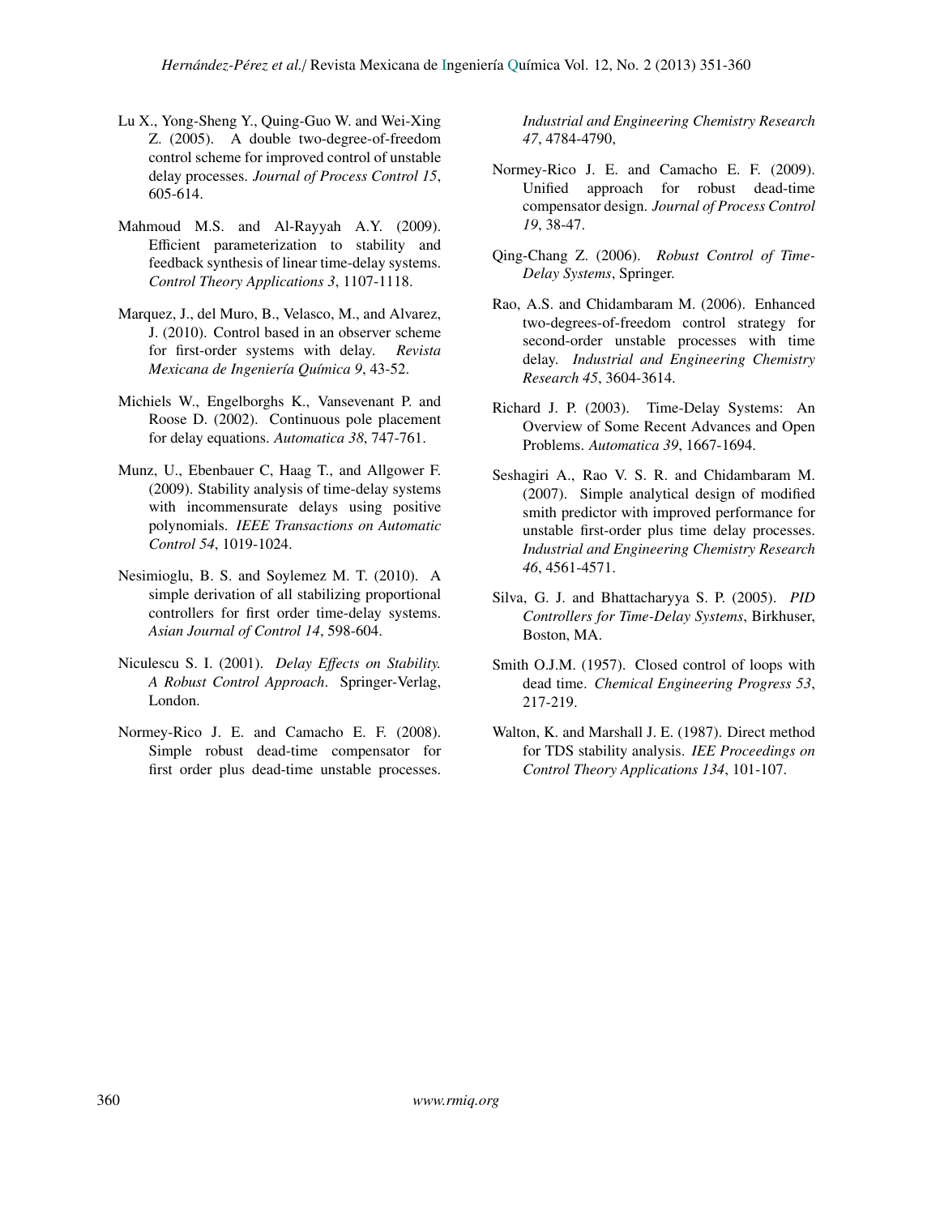Lu X., Yong-Sheng Y., Quing-Guo W. and Wei-Xing Z. (2005). A double two-degree-of-freedom control scheme for improved control of unstable delay processes. *Journal of Process Control 15*, 605-614.

Mahmoud M.S. and Al-Rayyah A.Y. (2009). Efficient parameterization to stability and feedback synthesis of linear time-delay systems. *Control Theory Applications 3*, 1107-1118.

Marquez, J., del Muro, B., Velasco, M., and Alvarez, J. (2010). Control based in an observer scheme for first-order systems with delay. *Revista Mexicana de Ingeniería Química 9*, 43-52.

Michiels W., Engelborghs K., Vansevenant P. and Roose D. (2002). Continuous pole placement for delay equations. *Automatica 38*, 747-761.

Munz, U., Ebenbauer C, Haag T., and Allgower F. (2009). Stability analysis of time-delay systems with incommensurate delays using positive polynomials. *IEEE Transactions on Automatic Control 54*, 1019-1024.

Nesimioglu, B. S. and Soylemez M. T. (2010). A simple derivation of all stabilizing proportional controllers for first order time-delay systems. *Asian Journal of Control 14*, 598-604.

Niculescu S. I. (2001). *Delay Effects on Stability. A Robust Control Approach*. Springer-Verlag, London.

Normey-Rico J. E. and Camacho E. F. (2008). Simple robust dead-time compensator for first order plus dead-time unstable processes. *Industrial and Engineering Chemistry Research 47*, 4784-4790,

Normey-Rico J. E. and Camacho E. F. (2009). Unified approach for robust dead-time compensator design. *Journal of Process Control 19*, 38-47.

Qing-Chang Z. (2006). *Robust Control of Time-Delay Systems*, Springer.

Rao, A.S. and Chidambaram M. (2006). Enhanced two-degrees-of-freedom control strategy for second-order unstable processes with time delay. *Industrial and Engineering Chemistry Research 45*, 3604-3614.

Richard J. P. (2003). Time-Delay Systems: An Overview of Some Recent Advances and Open Problems. *Automatica 39*, 1667-1694.

Seshagiri A., Rao V. S. R. and Chidambaram M. (2007). Simple analytical design of modified smith predictor with improved performance for unstable first-order plus time delay processes. *Industrial and Engineering Chemistry Research 46*, 4561-4571.

Silva, G. J. and Bhattacharyya S. P. (2005). *PID Controllers for Time-Delay Systems*, Birkhuser, Boston, MA.

Smith O.J.M. (1957). Closed control of loops with dead time. *Chemical Engineering Progress 53*, 217-219.

Walton, K. and Marshall J. E. (1987). Direct method for TDS stability analysis. *IEE Proceedings on Control Theory Applications 134*, 101-107.